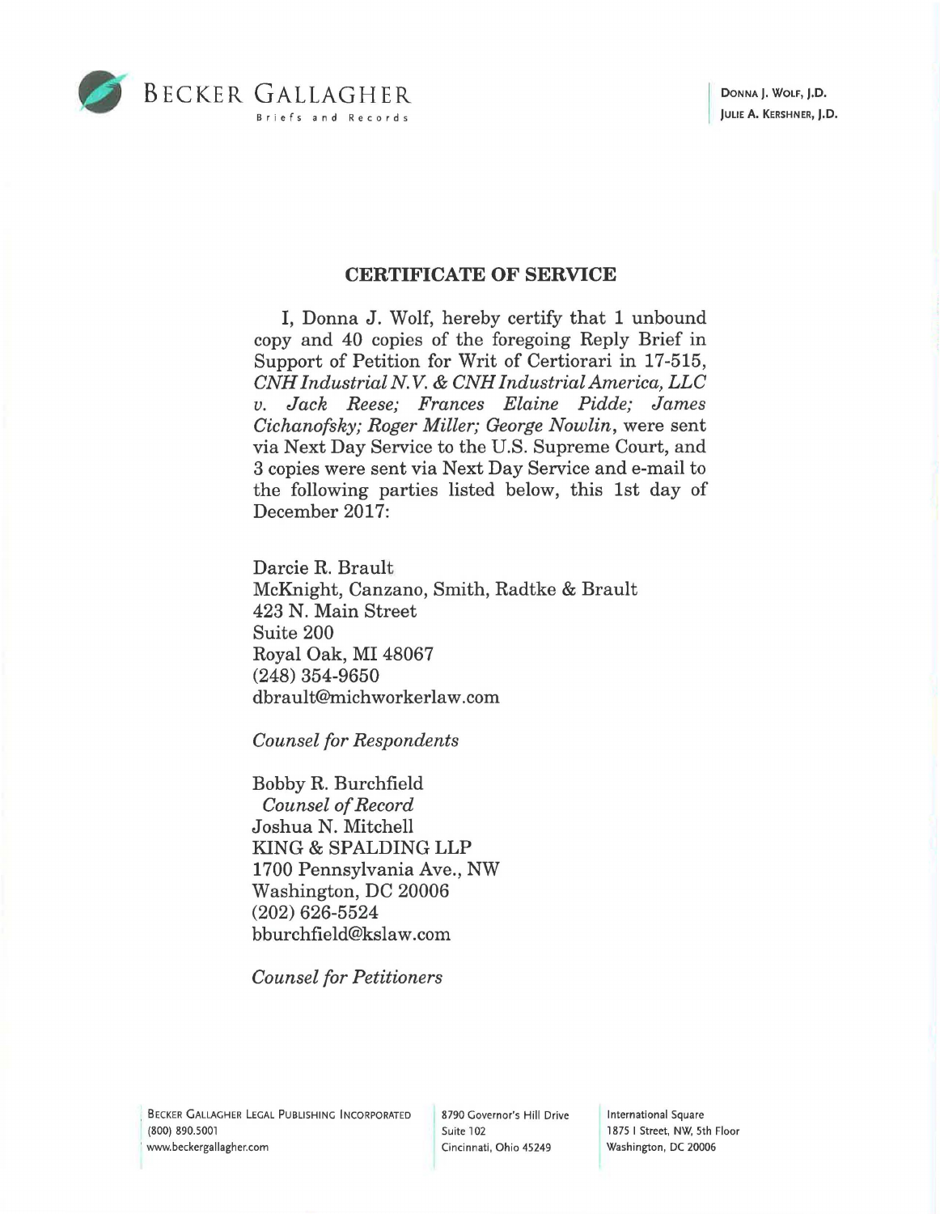BECKER GALLAGHER
Briefs and Records

DONNA J. WOLF, J.D.
JULIE A. KERSHNER, J.D.

## CERTIFICATE OF SERVICE

I, Donna J. Wolf, hereby certify that 1 unbound copy and 40 copies of the foregoing Reply Brief in Support of Petition for Writ of Certiorari in 17-515, *CNH Industrial N.V. & CNH Industrial America, LLC v. Jack Reese; Frances Elaine Pidde; James Cichanofsky; Roger Miller; George Nowlin*, were sent via Next Day Service to the U.S. Supreme Court, and 3 copies were sent via Next Day Service and e-mail to the following parties listed below, this 1st day of December 2017:

Darcie R. Brault
McKnight, Canzano, Smith, Radtke & Brault
423 N. Main Street
Suite 200
Royal Oak, MI 48067
(248) 354-9650
dbrault@michworkerlaw.com

*Counsel for Respondents*

Bobby R. Burchfield
*Counsel of Record*
Joshua N. Mitchell
KING & SPALDING LLP
1700 Pennsylvania Ave., NW
Washington, DC 20006
(202) 626-5524
bburchfield@kslaw.com

*Counsel for Petitioners*

BECKER GALLAGHER LEGAL PUBLISHING INCORPORATED
(800) 890.5001
www.beckergallagher.com

8790 Governor's Hill Drive
Suite 102
Cincinnati, Ohio 45249

International Square
1875 I Street, NW, 5th Floor
Washington, DC 20006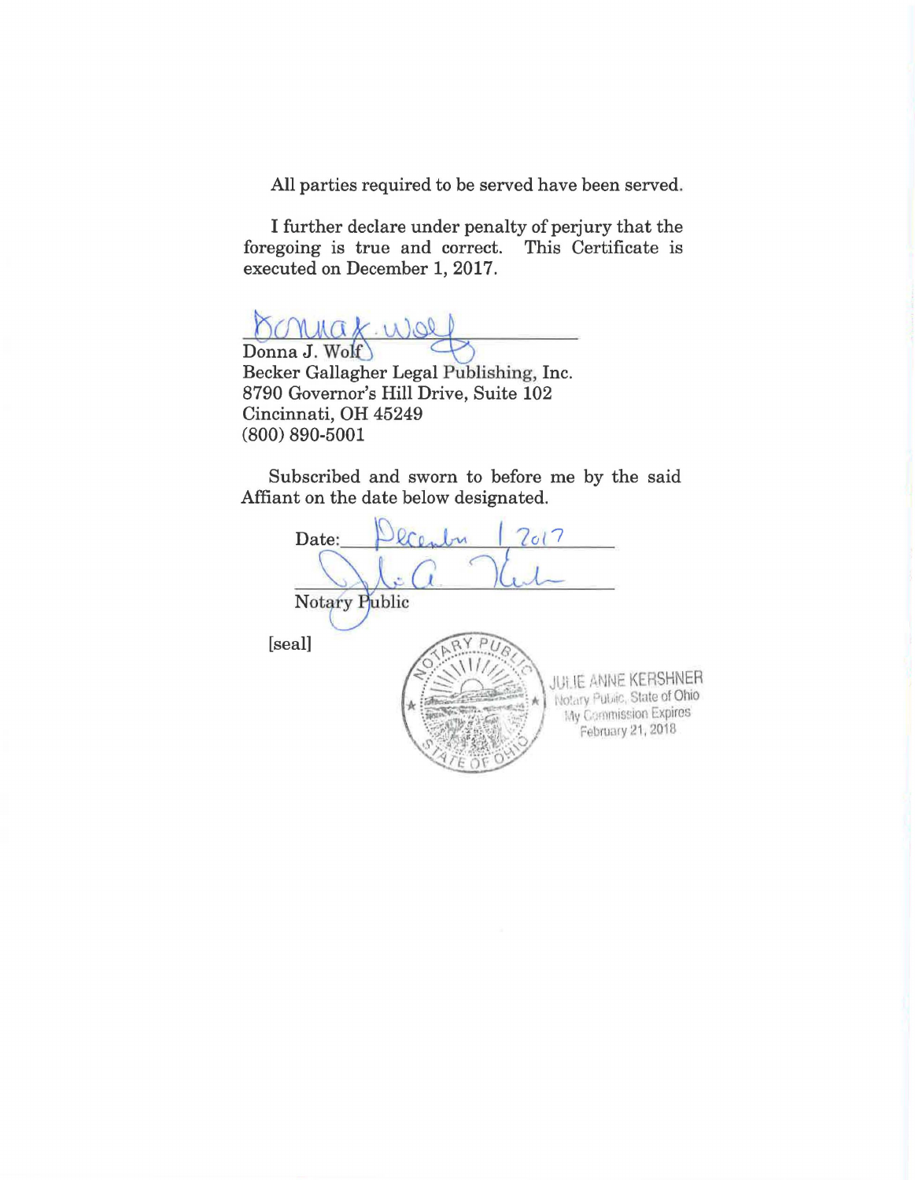All parties required to be served have been served.

I further declare under penalty of perjury that the foregoing is true and correct. This Certificate is executed on December 1, 2017.

Donna J. Wolf
Becker Gallagher Legal Publishing, Inc.
8790 Governor's Hill Drive, Suite 102
Cincinnati, OH 45249
(800) 890-5001

Subscribed and sworn to before me by the said Affiant on the date below designated.

Date: December 1 2017

Notary Public

[seal]

JULIE ANNE KERSHNER
Notary Public, State of Ohio
My Commission Expires
February 21, 2018